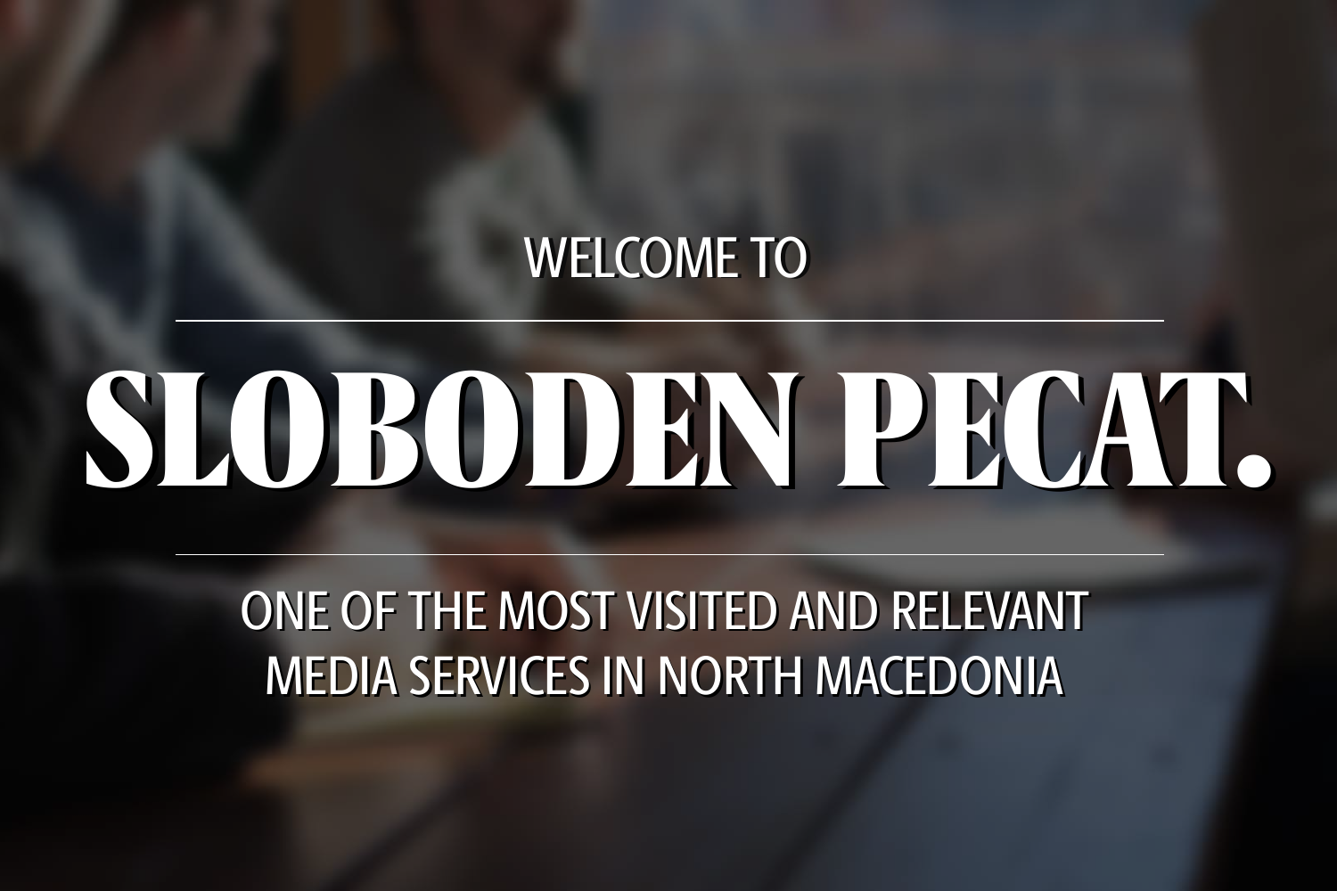WELCOME TO

# SLOBODEN PECAT.

ONE OF THE MOST VISITED AND RELEVANT MEDIA SERVICES IN NORTH MACEDONIA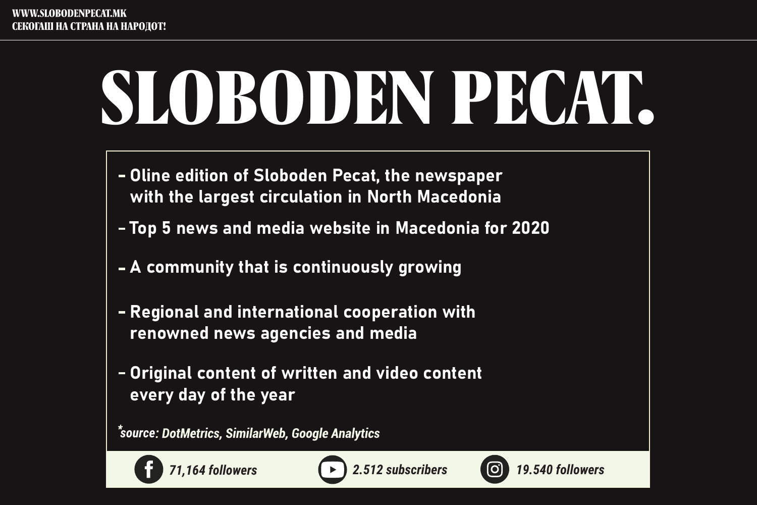WWW.SLOBODENPECAT.MK
СЕКОГАШ НА СТРАНА НА НАРОДОТ!

# SLOBODEN PECAT.

- Oline edition of Sloboden Pecat, the newspaper with the largest circulation in North Macedonia
- Top 5 news and media website in Macedonia for 2020
- A community that is continuously growing
- Regional and international cooperation with renowned news agencies and media
- Original content of written and video content every day of the year

**source: DotMetrics, SimilarWeb, Google Analytics*

71,164 followers | 2.512 subscribers | 19.540 followers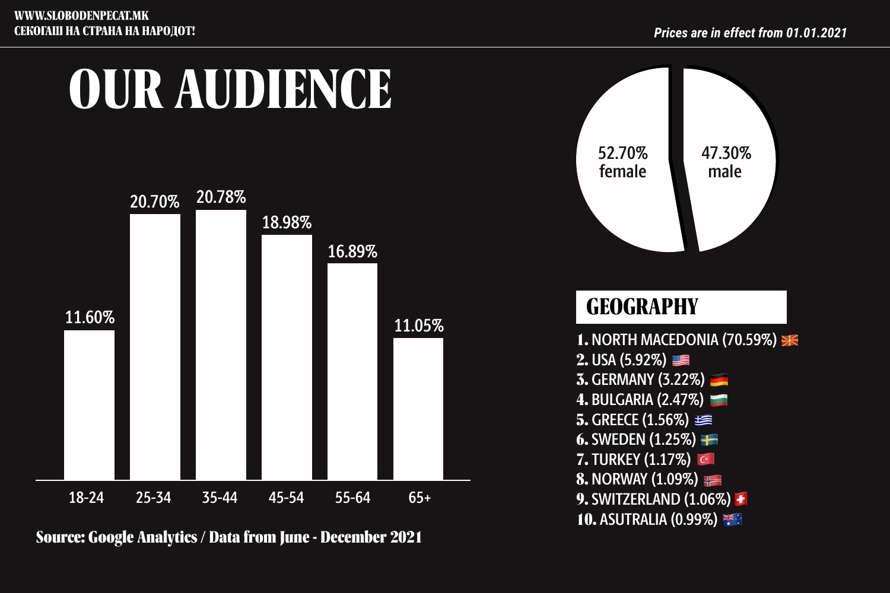WWW.SLOBODENPECAT.MK
СЕКОГАШ НА СТРАНА НА НАРОДОТ!

*Prices are in effect from 01.01.2021*

# OUR AUDIENCE

| Age | Share |
|---|---|
| 18-24 | 11.60% |
| 25-34 | 20.70% |
| 35-44 | 20.78% |
| 45-54 | 18.98% |
| 55-64 | 16.89% |
| 65+ | 11.05% |

**Source: Google Analytics / Data from June - December 2021**

| Gender | Share |
|---|---|
| female | 52.70% |
| male | 47.30% |

## GEOGRAPHY

1. NORTH MACEDONIA (70.59%)
2. USA (5.92%)
3. GERMANY (3.22%)
4. BULGARIA (2.47%)
5. GREECE (1.56%)
6. SWEDEN (1.25%)
7. TURKEY (1.17%)
8. NORWAY (1.09%)
9. SWITZERLAND (1.06%)
10. ASUTRALIA (0.99%)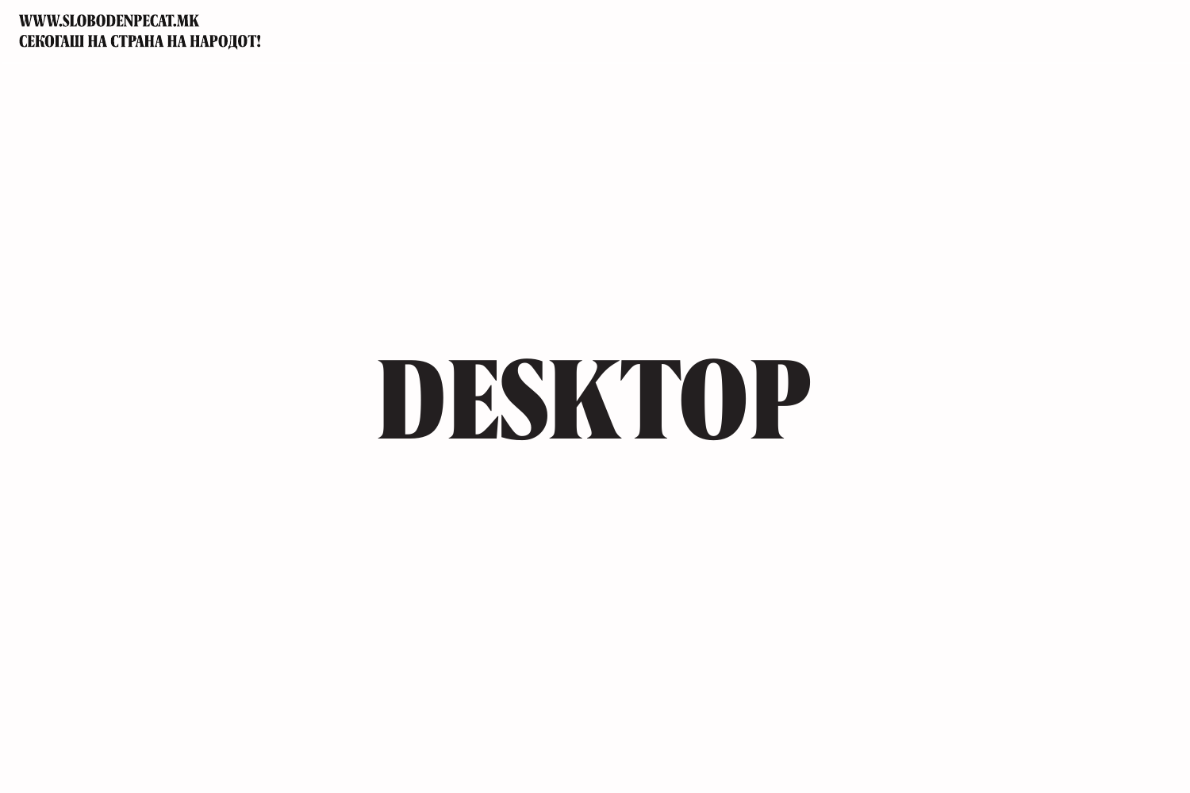# DESKTOP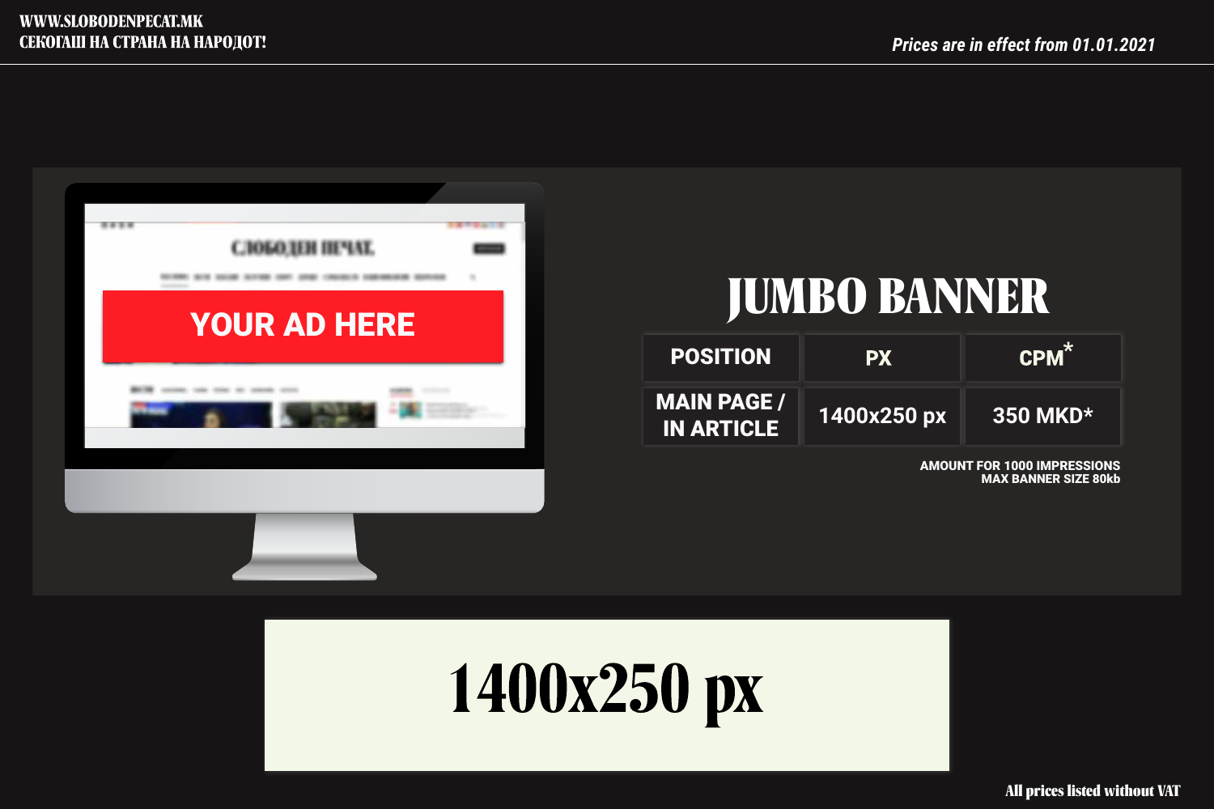WWW.SLOBODENPECAT.MK
СЕКОГАШ НА СТРАНА НА НАРОДОТ!

*Prices are in effect from 01.01.2021*

# JUMBO BANNER

| POSITION | PX | CPM* |
|---|---|---|
| MAIN PAGE / IN ARTICLE | 1400x250 px | 350 MKD* |

AMOUNT FOR 1000 IMPRESSIONS
MAX BANNER SIZE 80kb

1400x250 px

All prices listed without VAT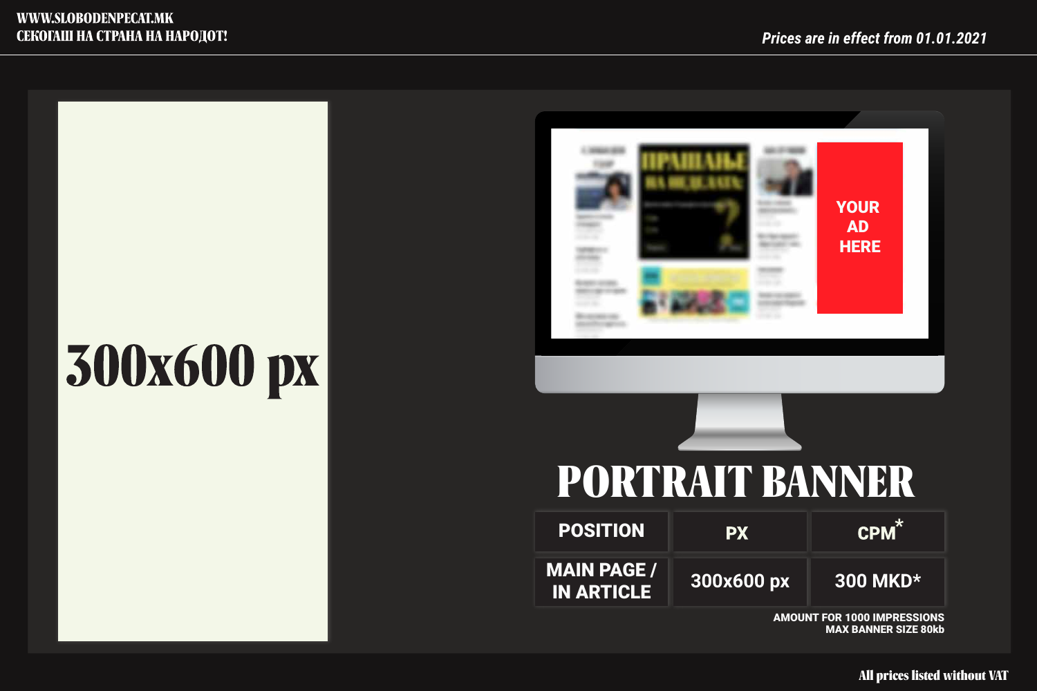Prices are in effect from 01.01.2021

300x600 px

YOUR AD HERE

# PORTRAIT BANNER

| POSITION | PX | CPM* |
|---|---|---|
| MAIN PAGE / IN ARTICLE | 300x600 px | 300 MKD* |

AMOUNT FOR 1000 IMPRESSIONS
MAX BANNER SIZE 80kb

All prices listed without VAT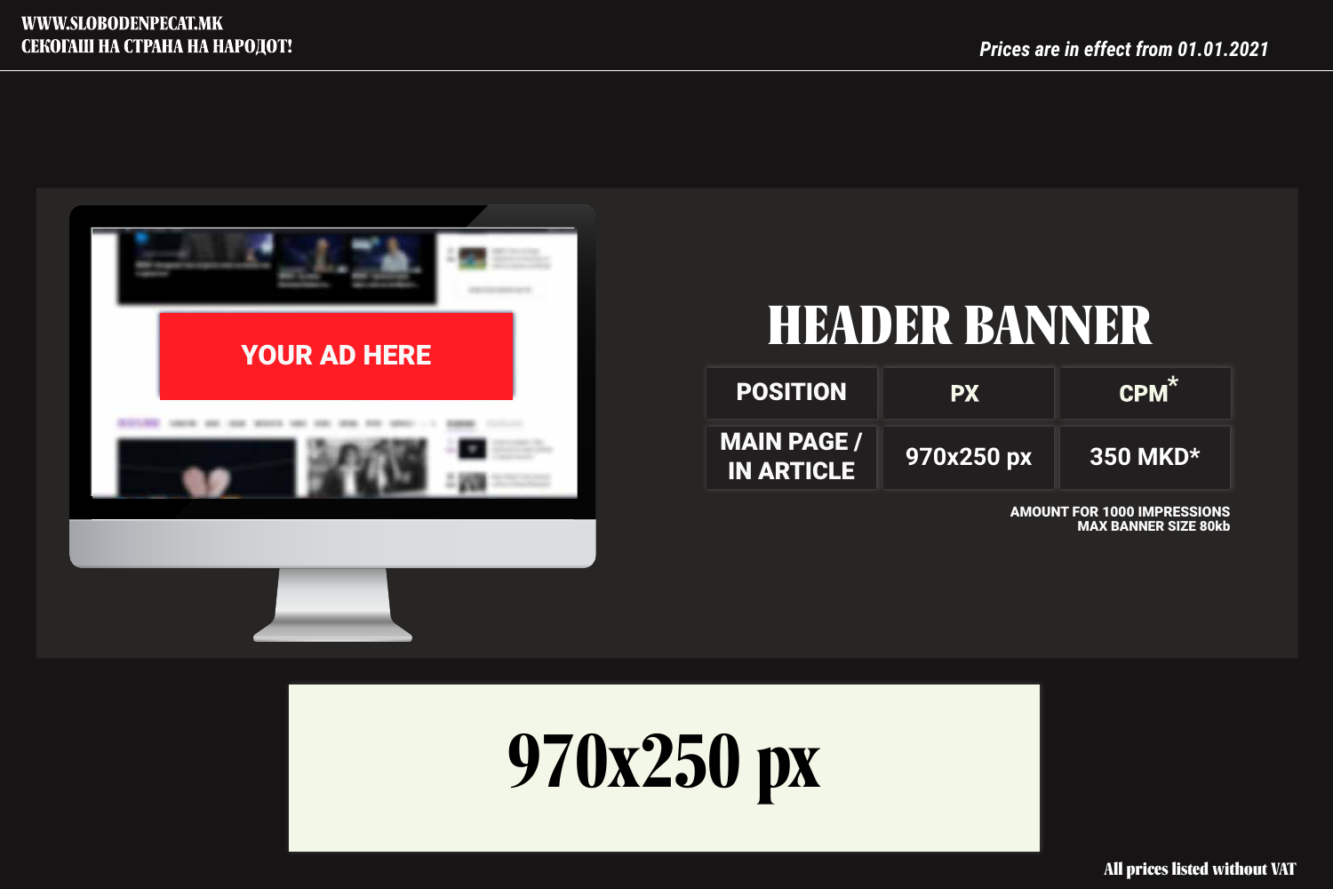WWW.SLOBODENPECAT.MK
СЕКОГАШ НА СТРАНА НА НАРОДОТ!

*Prices are in effect from 01.01.2021*

YOUR AD HERE

# HEADER BANNER

| POSITION | PX | CPM* |
|---|---|---|
| MAIN PAGE / IN ARTICLE | 970x250 px | 350 MKD* |

AMOUNT FOR 1000 IMPRESSIONS
MAX BANNER SIZE 80kb

**970x250 px**

All prices listed without VAT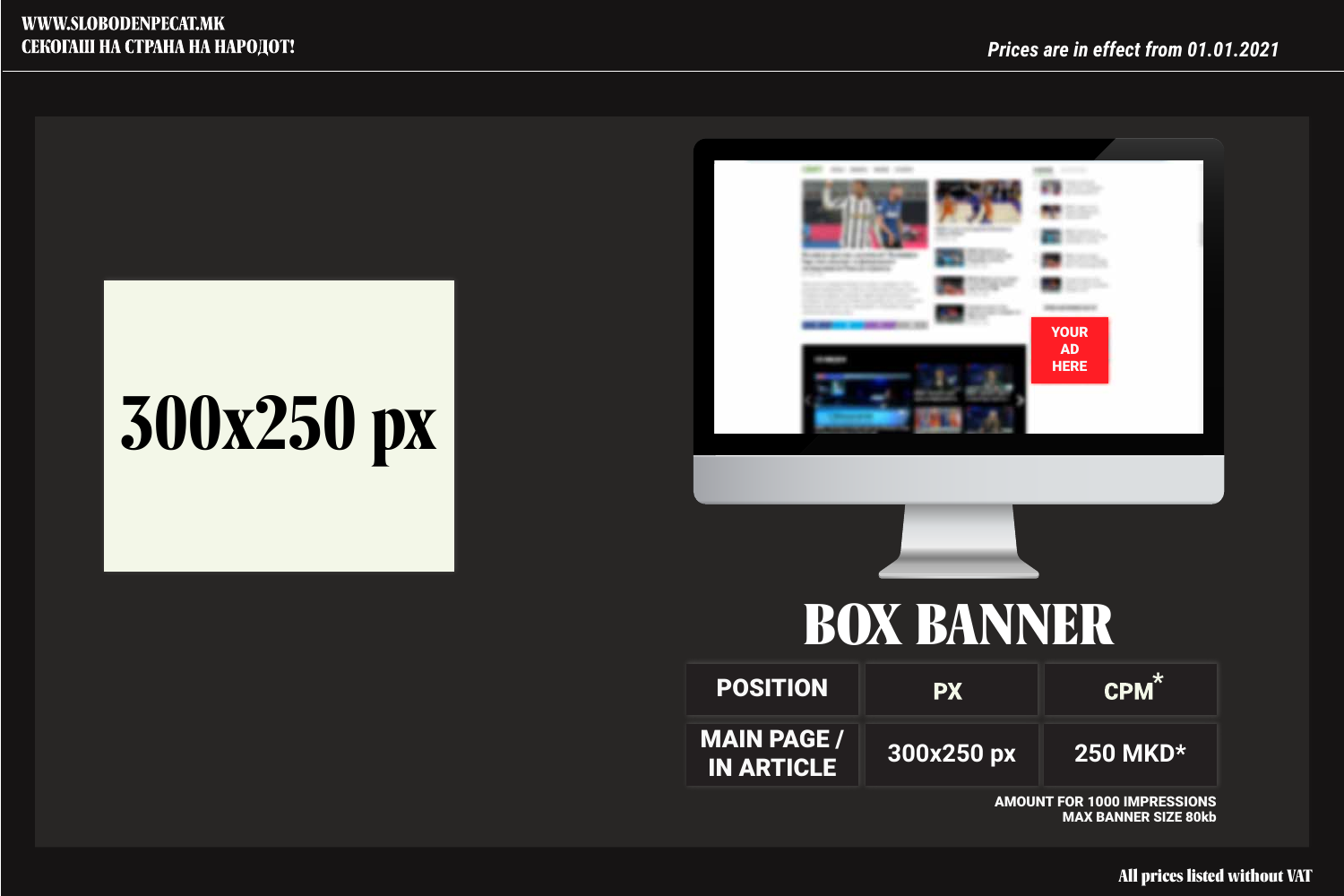WWW.SLOBODENPECAT.MK
СЕКОГАШ НА СТРАНА НА НАРОДОТ!

*Prices are in effect from 01.01.2021*

300x250 px

YOUR AD HERE

# BOX BANNER

| POSITION | PX | CPM* |
|---|---|---|
| MAIN PAGE / IN ARTICLE | 300x250 px | 250 MKD* |

AMOUNT FOR 1000 IMPRESSIONS
MAX BANNER SIZE 80kb

All prices listed without VAT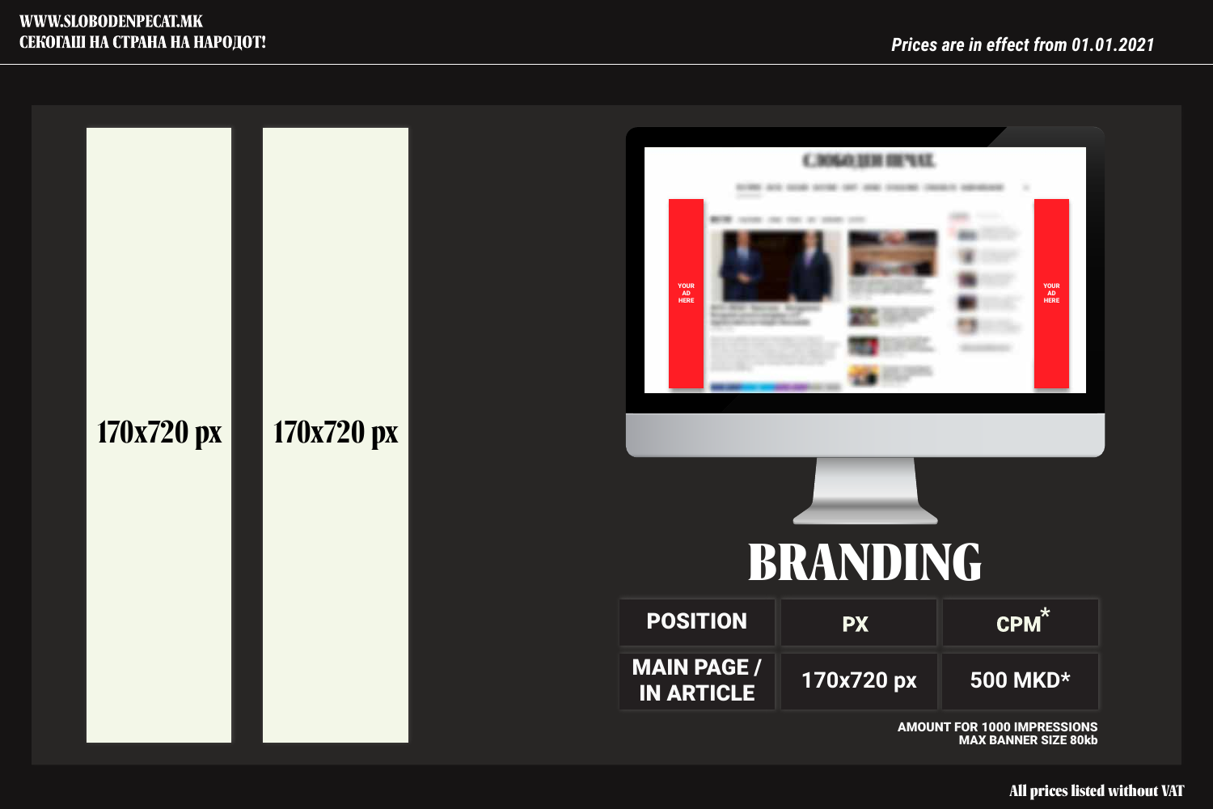Prices are in effect from 01.01.2021

170x720 px

170x720 px

# BRANDING

| POSITION | PX | CPM* |
|---|---|---|
| MAIN PAGE / IN ARTICLE | 170x720 px | 500 MKD* |

AMOUNT FOR 1000 IMPRESSIONS
MAX BANNER SIZE 80kb

All prices listed without VAT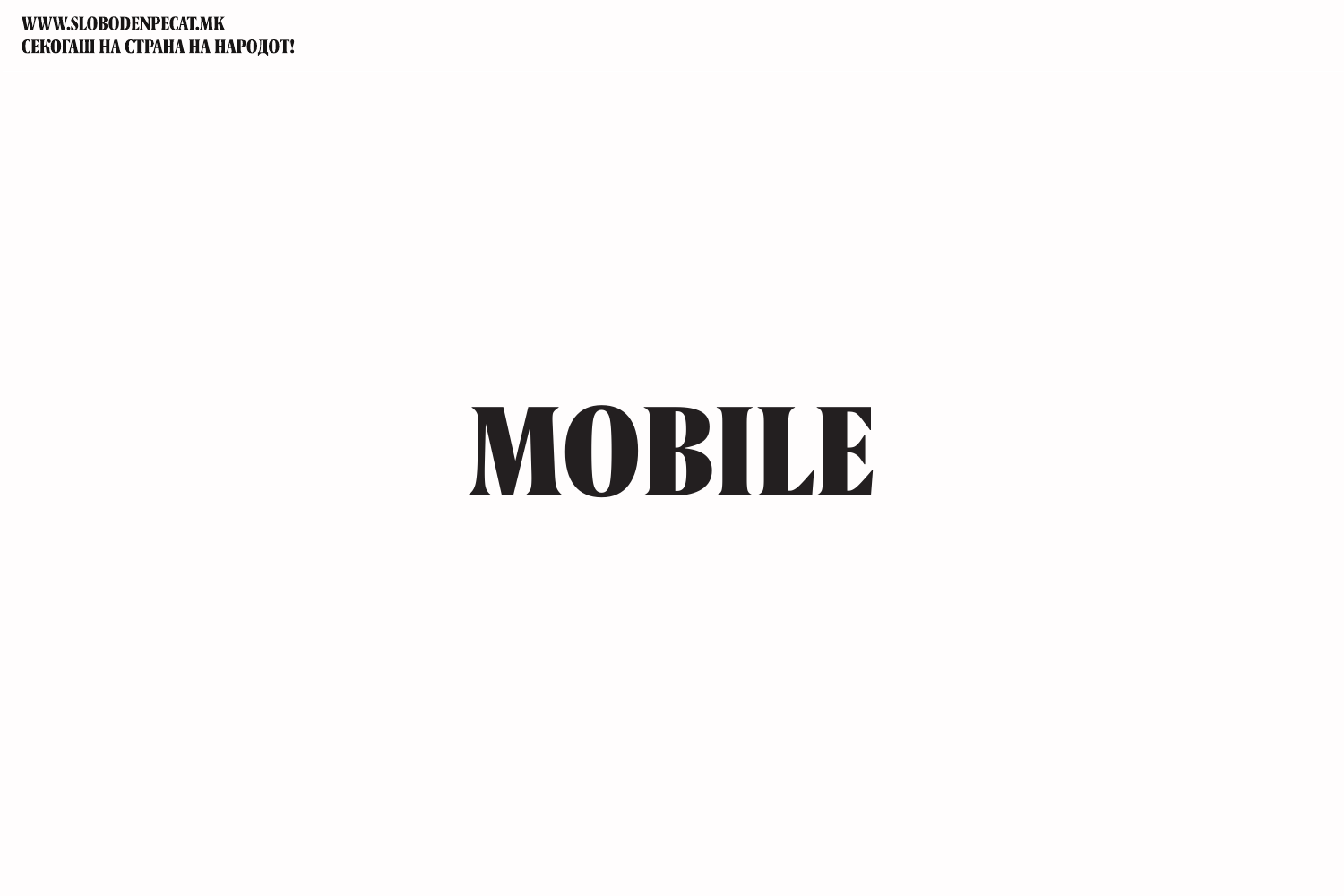# MOBILE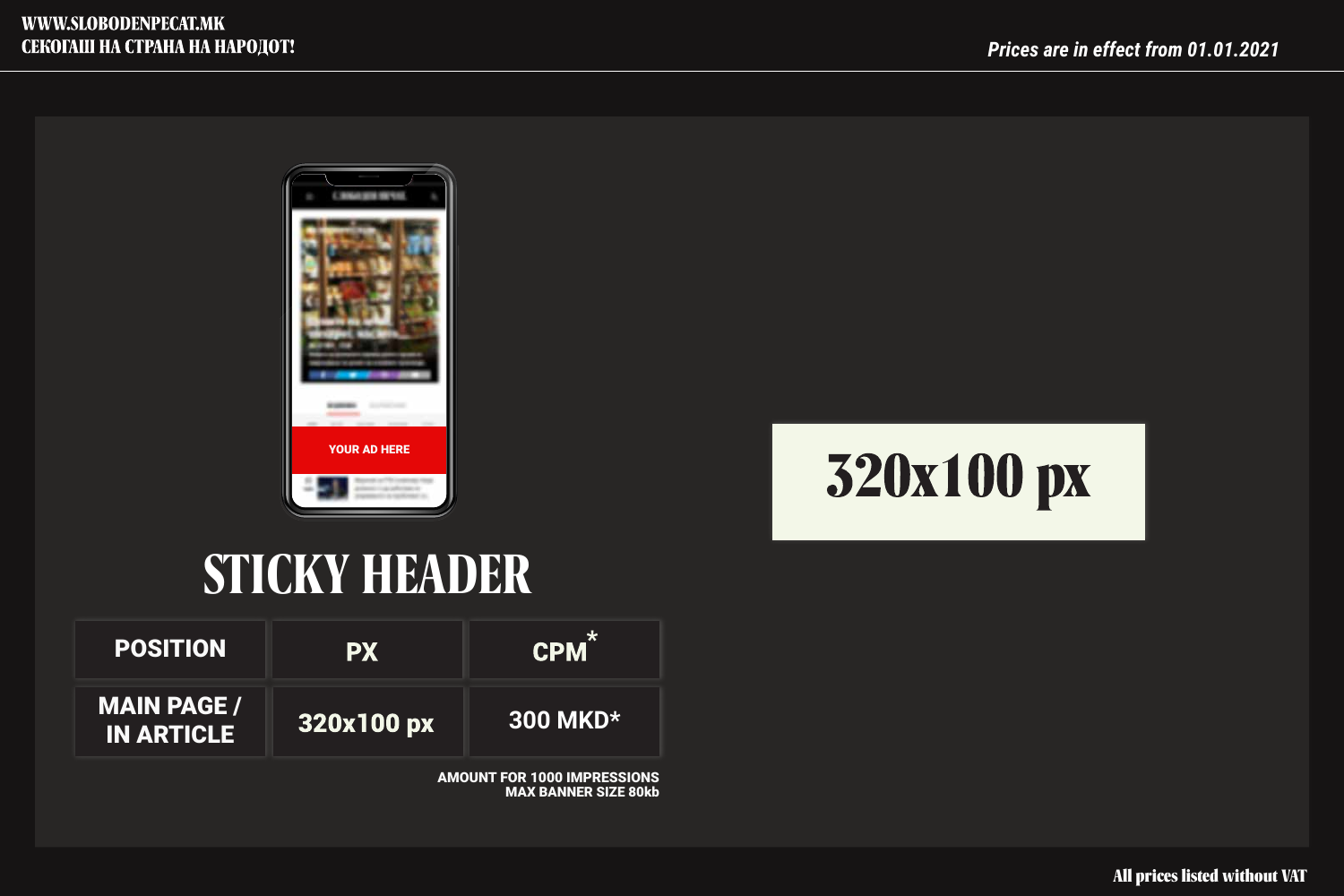# STICKY HEADER

| POSITION | PX | CPM* |
|---|---|---|
| MAIN PAGE / IN ARTICLE | 320x100 px | 300 MKD* |

AMOUNT FOR 1000 IMPRESSIONS
MAX BANNER SIZE 80kb

320x100 px

All prices listed without VAT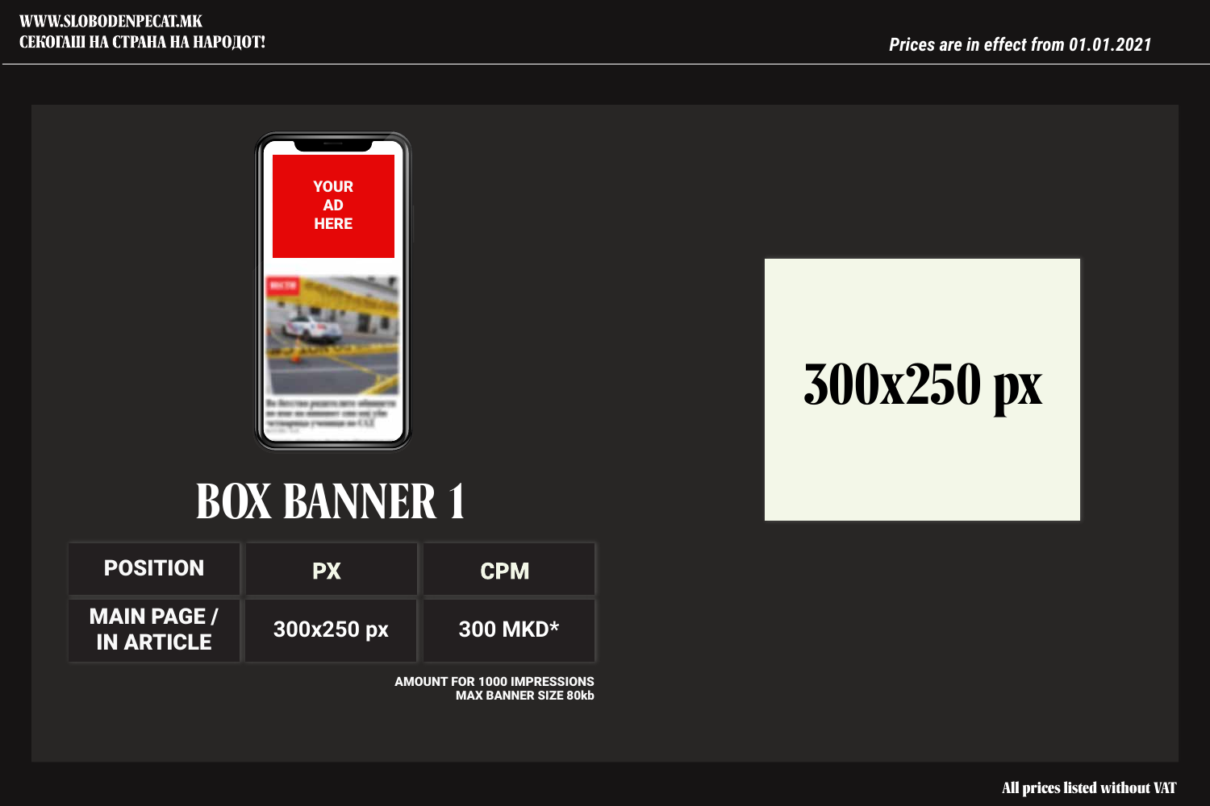# BOX BANNER 1

| POSITION | PX | CPM |
|---|---|---|
| MAIN PAGE / IN ARTICLE | 300x250 px | 300 MKD* |

AMOUNT FOR 1000 IMPRESSIONS
MAX BANNER SIZE 80kb

300x250 px

All prices listed without VAT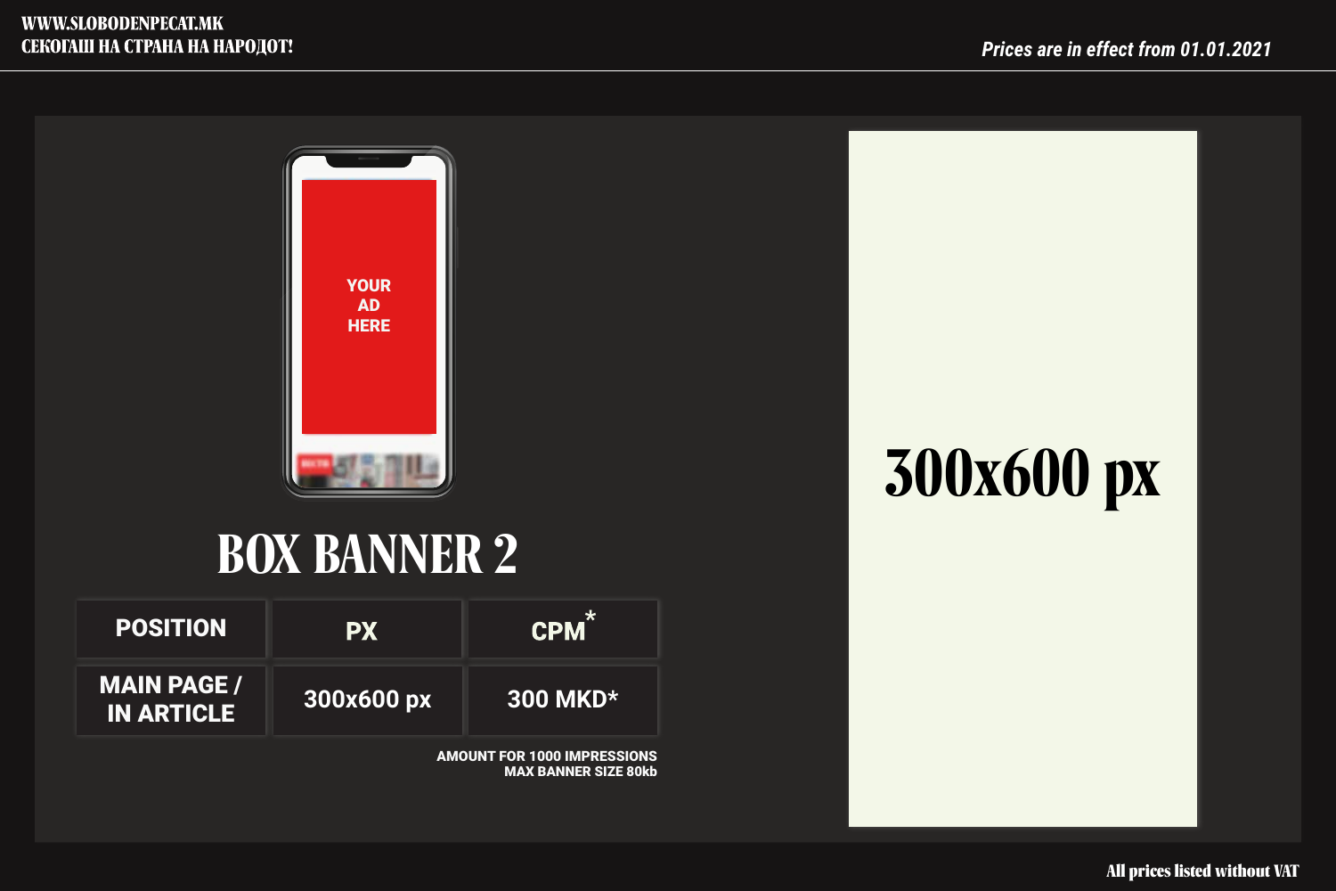# BOX BANNER 2

| POSITION | PX | CPM* |
| --- | --- | --- |
| MAIN PAGE / IN ARTICLE | 300x600 px | 300 MKD* |

AMOUNT FOR 1000 IMPRESSIONS
MAX BANNER SIZE 80kb

300x600 px

All prices listed without VAT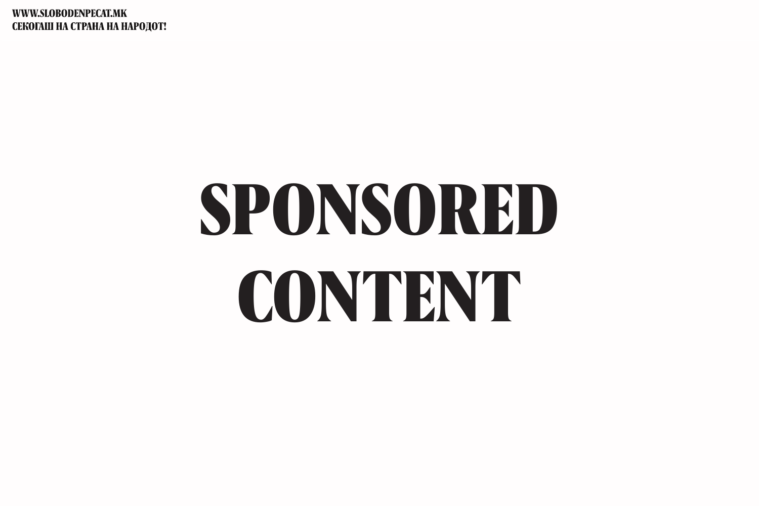# SPONSORED CONTENT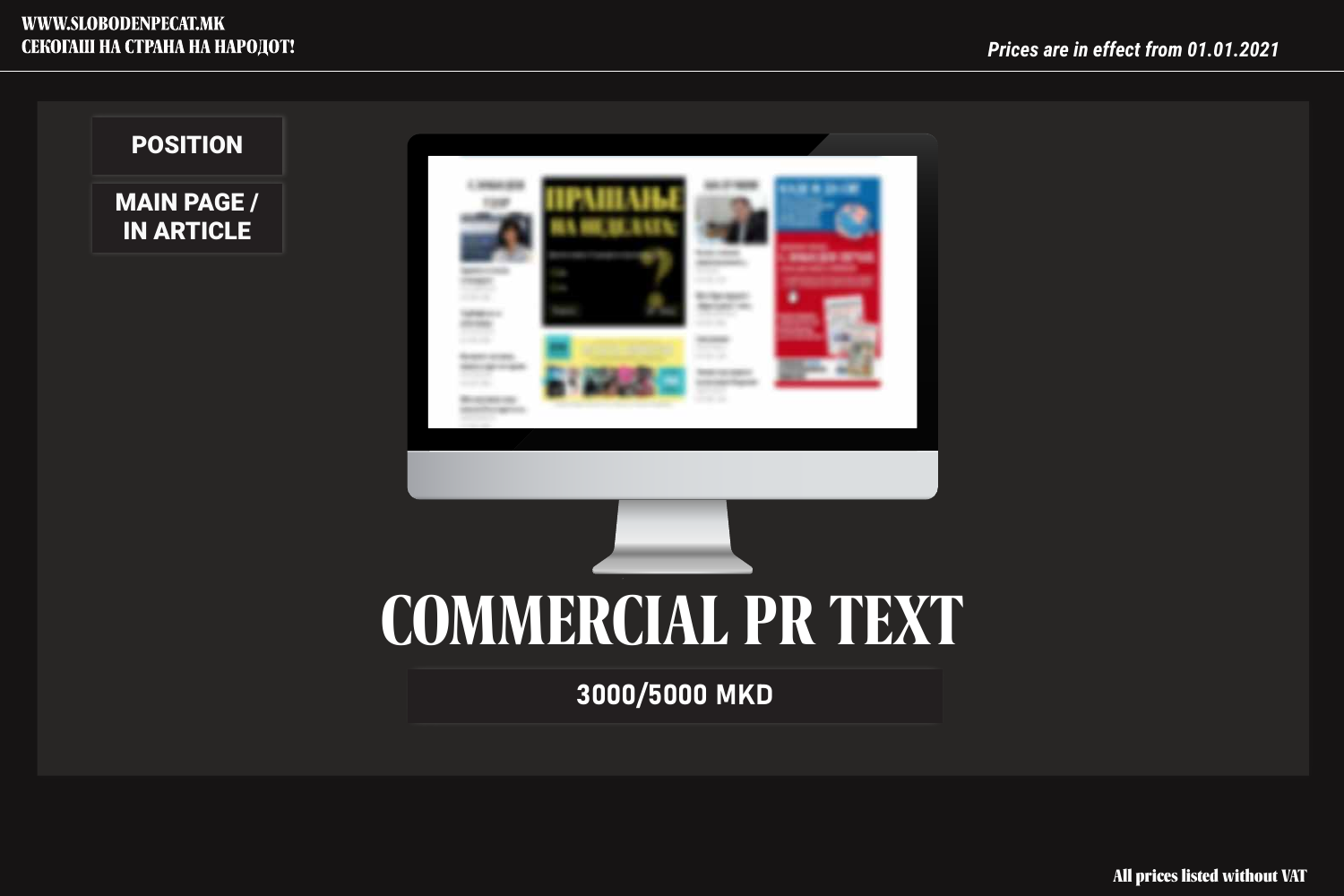Prices are in effect from 01.01.2021

**POSITION**

**MAIN PAGE / IN ARTICLE**

# COMMERCIAL PR TEXT

**3000/5000 MKD**

All prices listed without VAT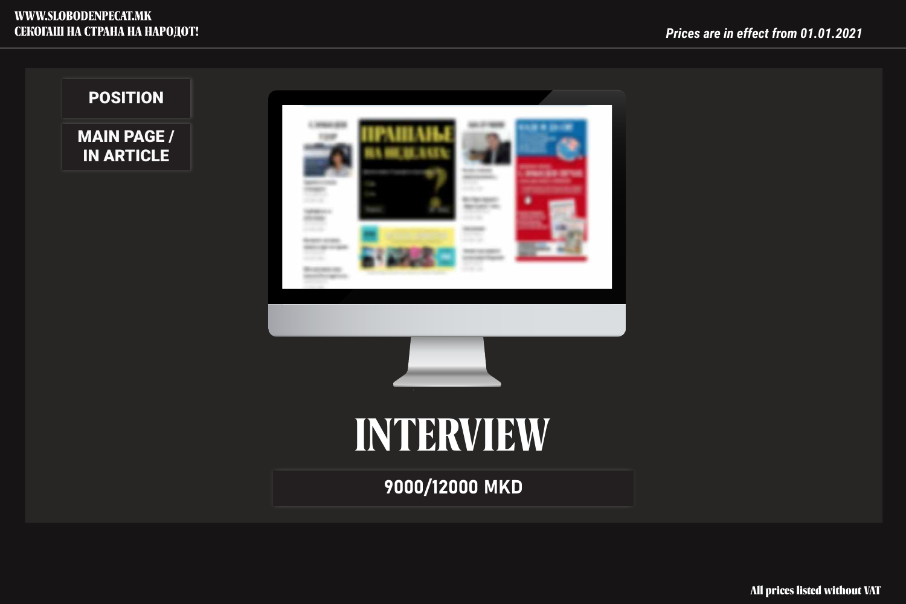WWW.SLOBODENPECAT.MK
СЕКОГАШ НА СТРАНА НА НАРОДОТ!

*Prices are in effect from 01.01.2021*

**POSITION**

**MAIN PAGE / IN ARTICLE**

# INTERVIEW

**9000/12000 MKD**

All prices listed without VAT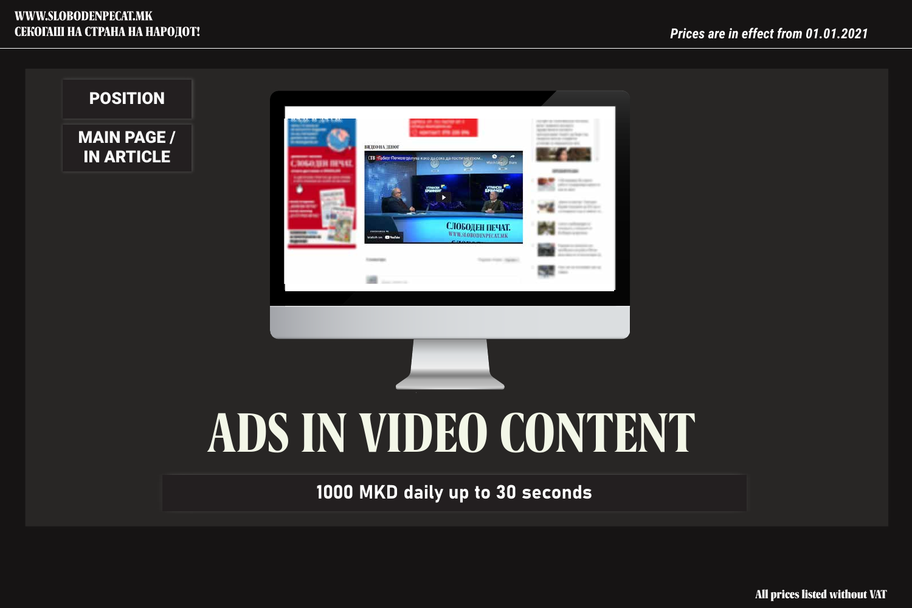WWW.SLOBODENPECAT.MK
СЕКОГАШ НА СТРАНА НА НАРОДОТ!

*Prices are in effect from 01.01.2021*

**POSITION**

**MAIN PAGE / IN ARTICLE**

# ADS IN VIDEO CONTENT

**1000 MKD daily up to 30 seconds**

All prices listed without VAT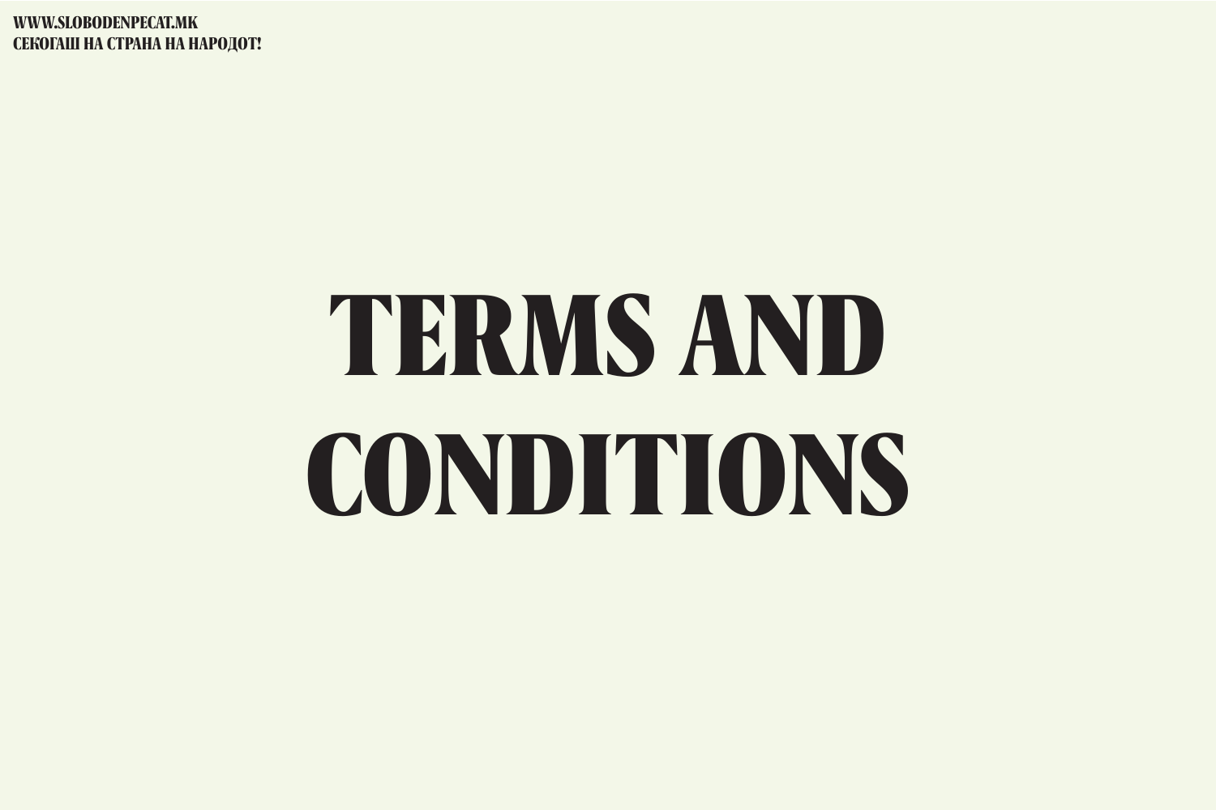# TERMS AND CONDITIONS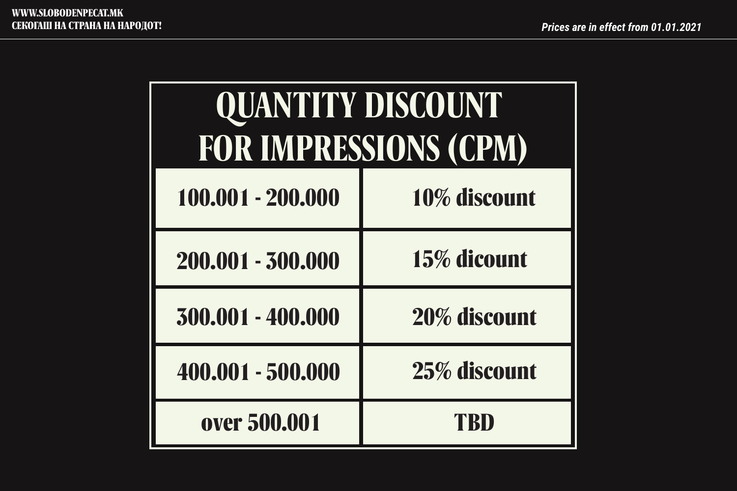| QUANTITY DISCOUNT FOR IMPRESSIONS (CPM) | |
|---|---|
| 100.001 - 200.000 | 10% discount |
| 200.001 - 300.000 | 15% dicount |
| 300.001 - 400.000 | 20% discount |
| 400.001 - 500.000 | 25% discount |
| over 500.001 | TBD |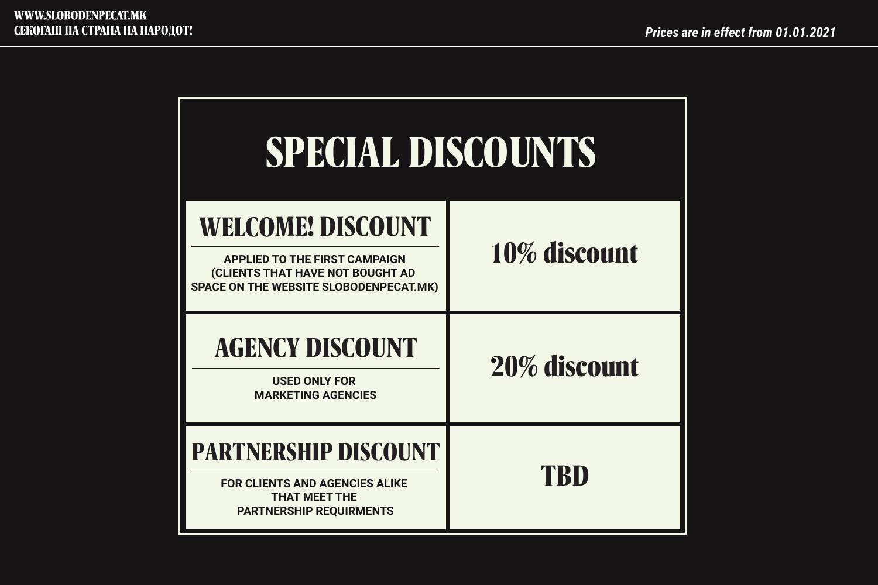*Prices are in effect from 01.01.2021*

# SPECIAL DISCOUNTS

| | |
|---|---|
| **WELCOME! DISCOUNT**<br>APPLIED TO THE FIRST CAMPAIGN (CLIENTS THAT HAVE NOT BOUGHT AD SPACE ON THE WEBSITE SLOBODENPECAT.MK) | 10% discount |
| **AGENCY DISCOUNT**<br>USED ONLY FOR MARKETING AGENCIES | 20% discount |
| **PARTNERSHIP DISCOUNT**<br>FOR CLIENTS AND AGENCIES ALIKE THAT MEET THE PARTNERSHIP REQUIRMENTS | TBD |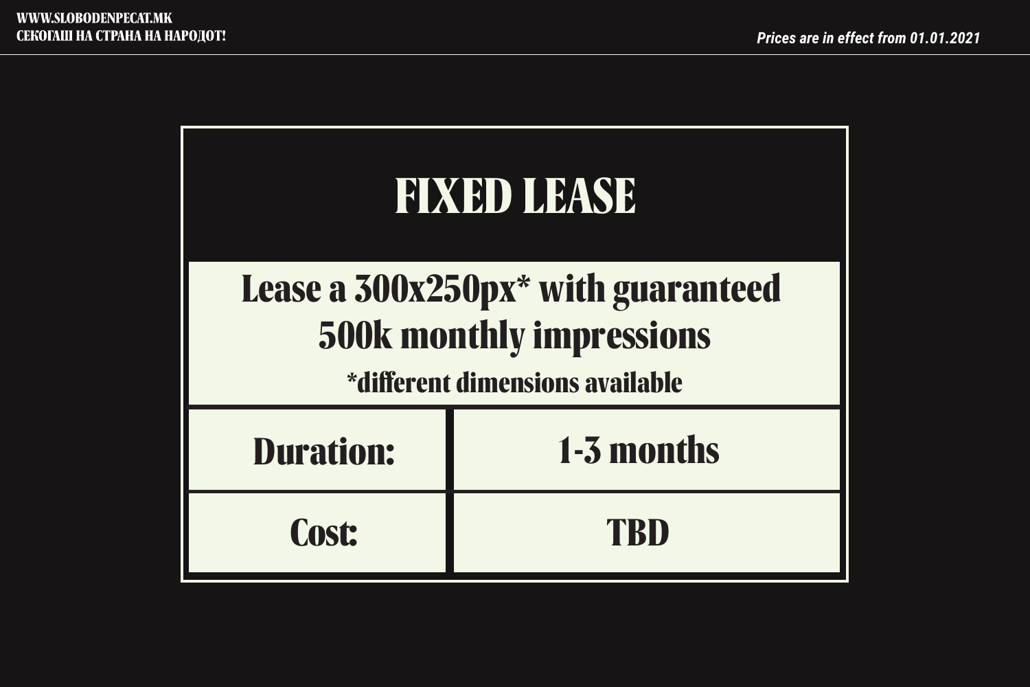# FIXED LEASE

Lease a 300x250px* with guaranteed 500k monthly impressions

*different dimensions available

| Duration: | 1-3 months |
| --- | --- |
| Cost: | TBD |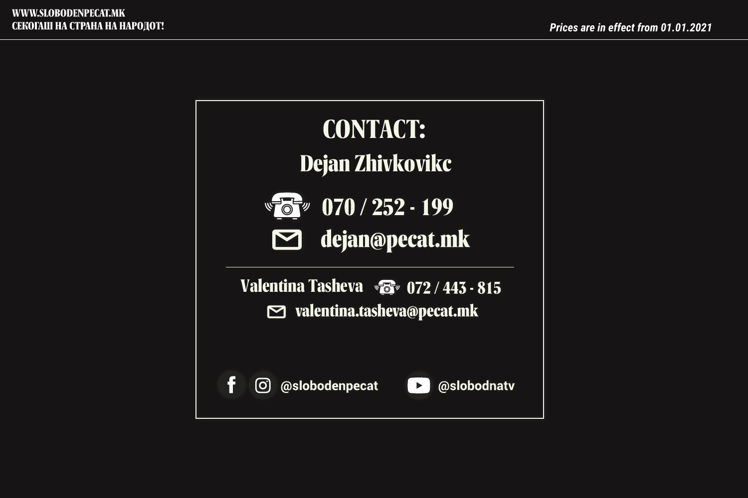# CONTACT:

## Dejan Zhivkovikc

070 / 252 - 199

dejan@pecat.mk

---

Valentina Tasheva 072 / 443 - 815

valentina.tasheva@pecat.mk

@slobodenpecat @slobodnatv